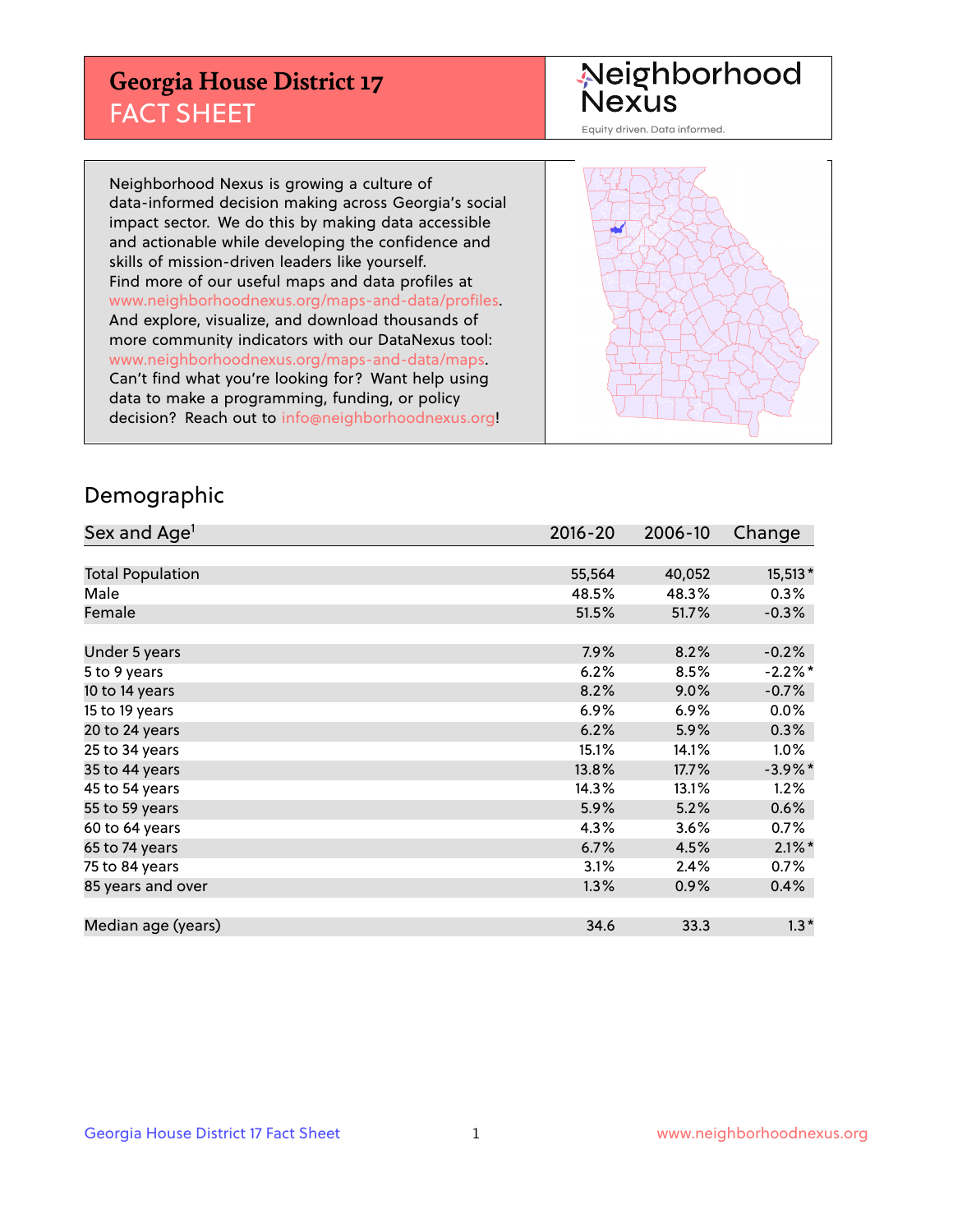# Georgia House District 17
## FACT SHEET

Neighborhood Nexus

Equity driven. Data informed.

Neighborhood Nexus is growing a culture of data-informed decision making across Georgia's social impact sector. We do this by making data accessible and actionable while developing the confidence and skills of mission-driven leaders like yourself. Find more of our useful maps and data profiles at www.neighborhoodnexus.org/maps-and-data/profiles. And explore, visualize, and download thousands of more community indicators with our DataNexus tool: www.neighborhoodnexus.org/maps-and-data/maps. Can't find what you're looking for? Want help using data to make a programming, funding, or policy decision? Reach out to info@neighborhoodnexus.org!

## Demographic

| Sex and Age[1] | 2016-20 | 2006-10 | Change |
|---|---|---|---|
| Total Population | 55,564 | 40,052 | 15,513* |
| Male | 48.5% | 48.3% | 0.3% |
| Female | 51.5% | 51.7% | -0.3% |
| | | | |
| Under 5 years | 7.9% | 8.2% | -0.2% |
| 5 to 9 years | 6.2% | 8.5% | -2.2%* |
| 10 to 14 years | 8.2% | 9.0% | -0.7% |
| 15 to 19 years | 6.9% | 6.9% | 0.0% |
| 20 to 24 years | 6.2% | 5.9% | 0.3% |
| 25 to 34 years | 15.1% | 14.1% | 1.0% |
| 35 to 44 years | 13.8% | 17.7% | -3.9%* |
| 45 to 54 years | 14.3% | 13.1% | 1.2% |
| 55 to 59 years | 5.9% | 5.2% | 0.6% |
| 60 to 64 years | 4.3% | 3.6% | 0.7% |
| 65 to 74 years | 6.7% | 4.5% | 2.1%* |
| 75 to 84 years | 3.1% | 2.4% | 0.7% |
| 85 years and over | 1.3% | 0.9% | 0.4% |
| | | | |
| Median age (years) | 34.6 | 33.3 | 1.3* |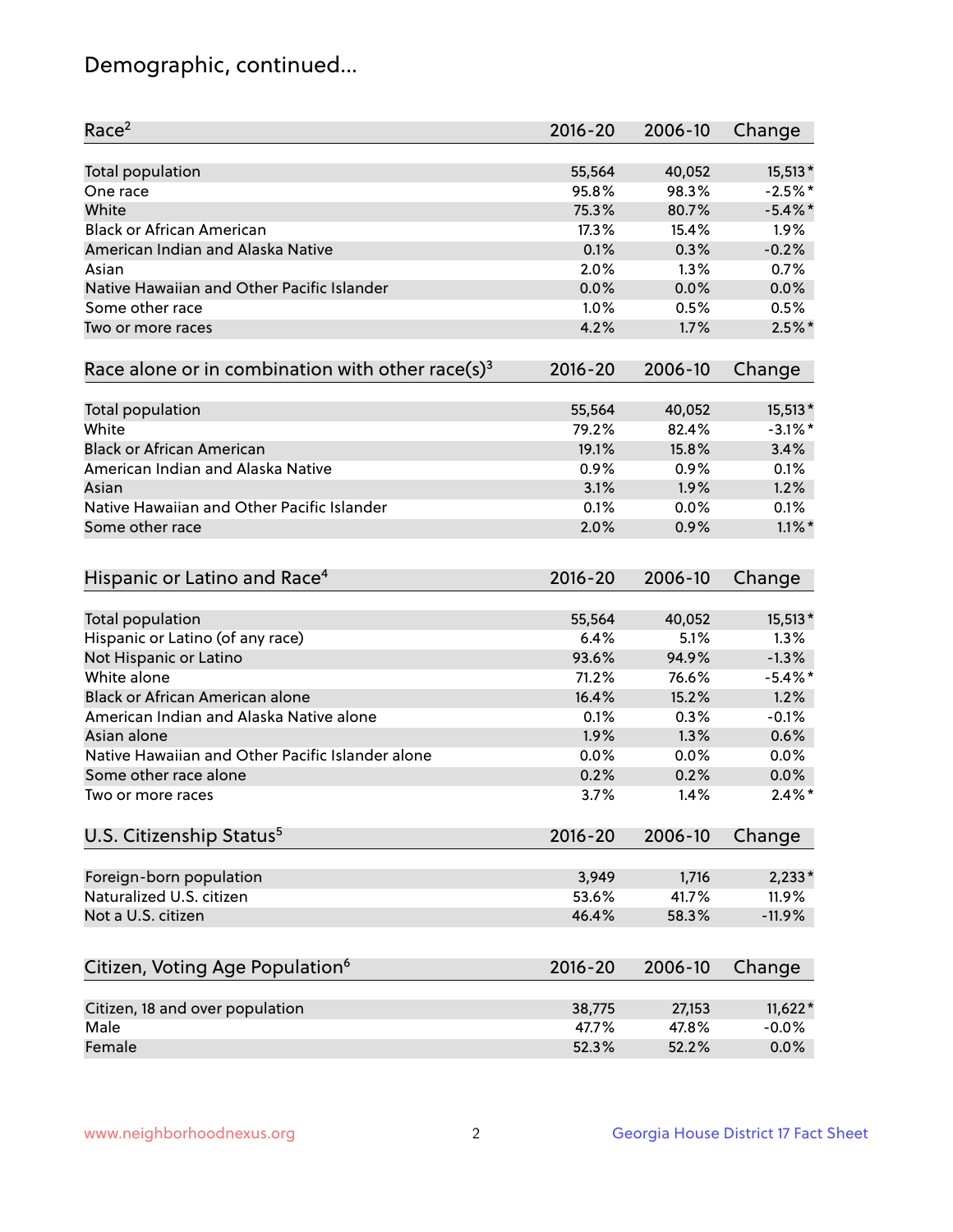# Demographic, continued...

| Race[2] | 2016-20 | 2006-10 | Change |
|---|---|---|---|
| Total population | 55,564 | 40,052 | 15,513* |
| One race | 95.8% | 98.3% | -2.5%* |
| White | 75.3% | 80.7% | -5.4%* |
| Black or African American | 17.3% | 15.4% | 1.9% |
| American Indian and Alaska Native | 0.1% | 0.3% | -0.2% |
| Asian | 2.0% | 1.3% | 0.7% |
| Native Hawaiian and Other Pacific Islander | 0.0% | 0.0% | 0.0% |
| Some other race | 1.0% | 0.5% | 0.5% |
| Two or more races | 4.2% | 1.7% | 2.5%* |

| Race alone or in combination with other race(s)[3] | 2016-20 | 2006-10 | Change |
|---|---|---|---|
| Total population | 55,564 | 40,052 | 15,513* |
| White | 79.2% | 82.4% | -3.1%* |
| Black or African American | 19.1% | 15.8% | 3.4% |
| American Indian and Alaska Native | 0.9% | 0.9% | 0.1% |
| Asian | 3.1% | 1.9% | 1.2% |
| Native Hawaiian and Other Pacific Islander | 0.1% | 0.0% | 0.1% |
| Some other race | 2.0% | 0.9% | 1.1%* |

| Hispanic or Latino and Race[4] | 2016-20 | 2006-10 | Change |
|---|---|---|---|
| Total population | 55,564 | 40,052 | 15,513* |
| Hispanic or Latino (of any race) | 6.4% | 5.1% | 1.3% |
| Not Hispanic or Latino | 93.6% | 94.9% | -1.3% |
| White alone | 71.2% | 76.6% | -5.4%* |
| Black or African American alone | 16.4% | 15.2% | 1.2% |
| American Indian and Alaska Native alone | 0.1% | 0.3% | -0.1% |
| Asian alone | 1.9% | 1.3% | 0.6% |
| Native Hawaiian and Other Pacific Islander alone | 0.0% | 0.0% | 0.0% |
| Some other race alone | 0.2% | 0.2% | 0.0% |
| Two or more races | 3.7% | 1.4% | 2.4%* |

| U.S. Citizenship Status[5] | 2016-20 | 2006-10 | Change |
|---|---|---|---|
| Foreign-born population | 3,949 | 1,716 | 2,233* |
| Naturalized U.S. citizen | 53.6% | 41.7% | 11.9% |
| Not a U.S. citizen | 46.4% | 58.3% | -11.9% |

| Citizen, Voting Age Population[6] | 2016-20 | 2006-10 | Change |
|---|---|---|---|
| Citizen, 18 and over population | 38,775 | 27,153 | 11,622* |
| Male | 47.7% | 47.8% | -0.0% |
| Female | 52.3% | 52.2% | 0.0% |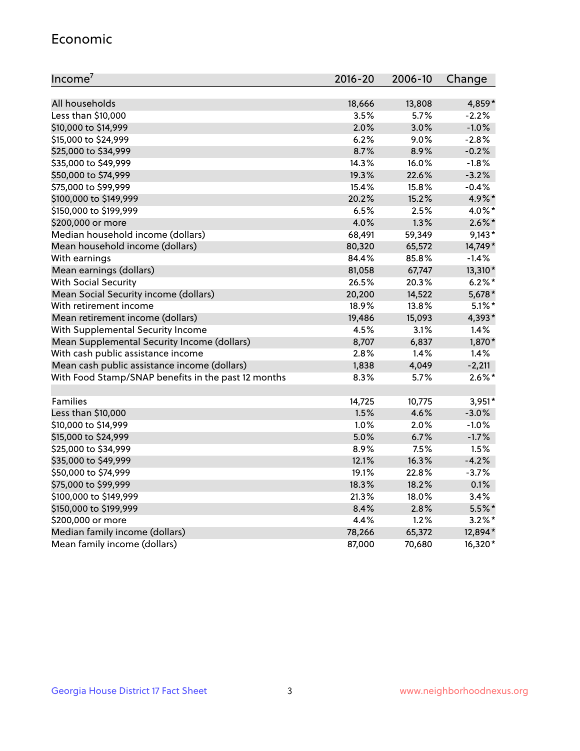## Economic

| Income[7] | 2016-20 | 2006-10 | Change |
|---|---|---|---|
| All households | 18,666 | 13,808 | 4,859* |
| Less than $10,000 | 3.5% | 5.7% | -2.2% |
| $10,000 to $14,999 | 2.0% | 3.0% | -1.0% |
| $15,000 to $24,999 | 6.2% | 9.0% | -2.8% |
| $25,000 to $34,999 | 8.7% | 8.9% | -0.2% |
| $35,000 to $49,999 | 14.3% | 16.0% | -1.8% |
| $50,000 to $74,999 | 19.3% | 22.6% | -3.2% |
| $75,000 to $99,999 | 15.4% | 15.8% | -0.4% |
| $100,000 to $149,999 | 20.2% | 15.2% | 4.9%* |
| $150,000 to $199,999 | 6.5% | 2.5% | 4.0%* |
| $200,000 or more | 4.0% | 1.3% | 2.6%* |
| Median household income (dollars) | 68,491 | 59,349 | 9,143* |
| Mean household income (dollars) | 80,320 | 65,572 | 14,749* |
| With earnings | 84.4% | 85.8% | -1.4% |
| Mean earnings (dollars) | 81,058 | 67,747 | 13,310* |
| With Social Security | 26.5% | 20.3% | 6.2%* |
| Mean Social Security income (dollars) | 20,200 | 14,522 | 5,678* |
| With retirement income | 18.9% | 13.8% | 5.1%* |
| Mean retirement income (dollars) | 19,486 | 15,093 | 4,393* |
| With Supplemental Security Income | 4.5% | 3.1% | 1.4% |
| Mean Supplemental Security Income (dollars) | 8,707 | 6,837 | 1,870* |
| With cash public assistance income | 2.8% | 1.4% | 1.4% |
| Mean cash public assistance income (dollars) | 1,838 | 4,049 | -2,211 |
| With Food Stamp/SNAP benefits in the past 12 months | 8.3% | 5.7% | 2.6%* |
| | | | |
| Families | 14,725 | 10,775 | 3,951* |
| Less than $10,000 | 1.5% | 4.6% | -3.0% |
| $10,000 to $14,999 | 1.0% | 2.0% | -1.0% |
| $15,000 to $24,999 | 5.0% | 6.7% | -1.7% |
| $25,000 to $34,999 | 8.9% | 7.5% | 1.5% |
| $35,000 to $49,999 | 12.1% | 16.3% | -4.2% |
| $50,000 to $74,999 | 19.1% | 22.8% | -3.7% |
| $75,000 to $99,999 | 18.3% | 18.2% | 0.1% |
| $100,000 to $149,999 | 21.3% | 18.0% | 3.4% |
| $150,000 to $199,999 | 8.4% | 2.8% | 5.5%* |
| $200,000 or more | 4.4% | 1.2% | 3.2%* |
| Median family income (dollars) | 78,266 | 65,372 | 12,894* |
| Mean family income (dollars) | 87,000 | 70,680 | 16,320* |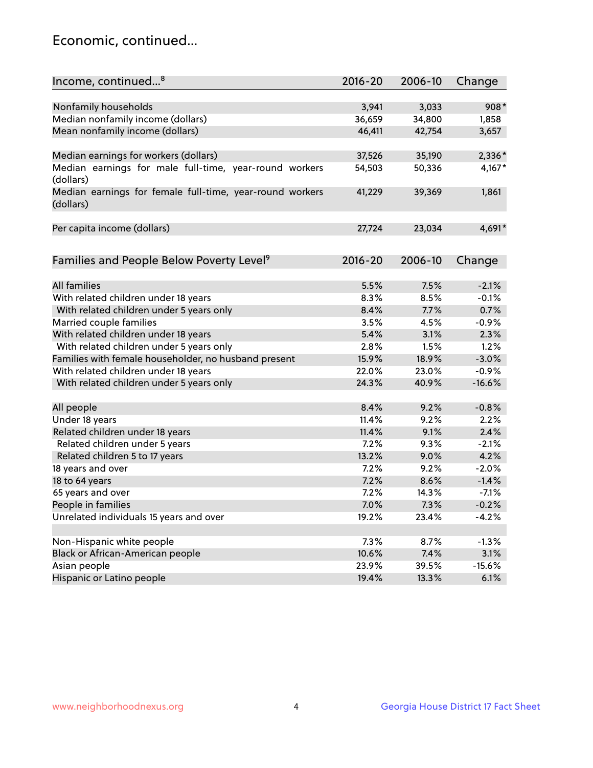## Economic, continued...

| Income, continued...[8] | 2016-20 | 2006-10 | Change |
|---|---|---|---|
| Nonfamily households | 3,941 | 3,033 | 908* |
| Median nonfamily income (dollars) | 36,659 | 34,800 | 1,858 |
| Mean nonfamily income (dollars) | 46,411 | 42,754 | 3,657 |
| Median earnings for workers (dollars) | 37,526 | 35,190 | 2,336* |
| Median earnings for male full-time, year-round workers (dollars) | 54,503 | 50,336 | 4,167* |
| Median earnings for female full-time, year-round workers (dollars) | 41,229 | 39,369 | 1,861 |
| Per capita income (dollars) | 27,724 | 23,034 | 4,691* |

| Families and People Below Poverty Level[9] | 2016-20 | 2006-10 | Change |
|---|---|---|---|
| All families | 5.5% | 7.5% | -2.1% |
| With related children under 18 years | 8.3% | 8.5% | -0.1% |
| With related children under 5 years only | 8.4% | 7.7% | 0.7% |
| Married couple families | 3.5% | 4.5% | -0.9% |
| With related children under 18 years | 5.4% | 3.1% | 2.3% |
| With related children under 5 years only | 2.8% | 1.5% | 1.2% |
| Families with female householder, no husband present | 15.9% | 18.9% | -3.0% |
| With related children under 18 years | 22.0% | 23.0% | -0.9% |
| With related children under 5 years only | 24.3% | 40.9% | -16.6% |
| All people | 8.4% | 9.2% | -0.8% |
| Under 18 years | 11.4% | 9.2% | 2.2% |
| Related children under 18 years | 11.4% | 9.1% | 2.4% |
| Related children under 5 years | 7.2% | 9.3% | -2.1% |
| Related children 5 to 17 years | 13.2% | 9.0% | 4.2% |
| 18 years and over | 7.2% | 9.2% | -2.0% |
| 18 to 64 years | 7.2% | 8.6% | -1.4% |
| 65 years and over | 7.2% | 14.3% | -7.1% |
| People in families | 7.0% | 7.3% | -0.2% |
| Unrelated individuals 15 years and over | 19.2% | 23.4% | -4.2% |
| Non-Hispanic white people | 7.3% | 8.7% | -1.3% |
| Black or African-American people | 10.6% | 7.4% | 3.1% |
| Asian people | 23.9% | 39.5% | -15.6% |
| Hispanic or Latino people | 19.4% | 13.3% | 6.1% |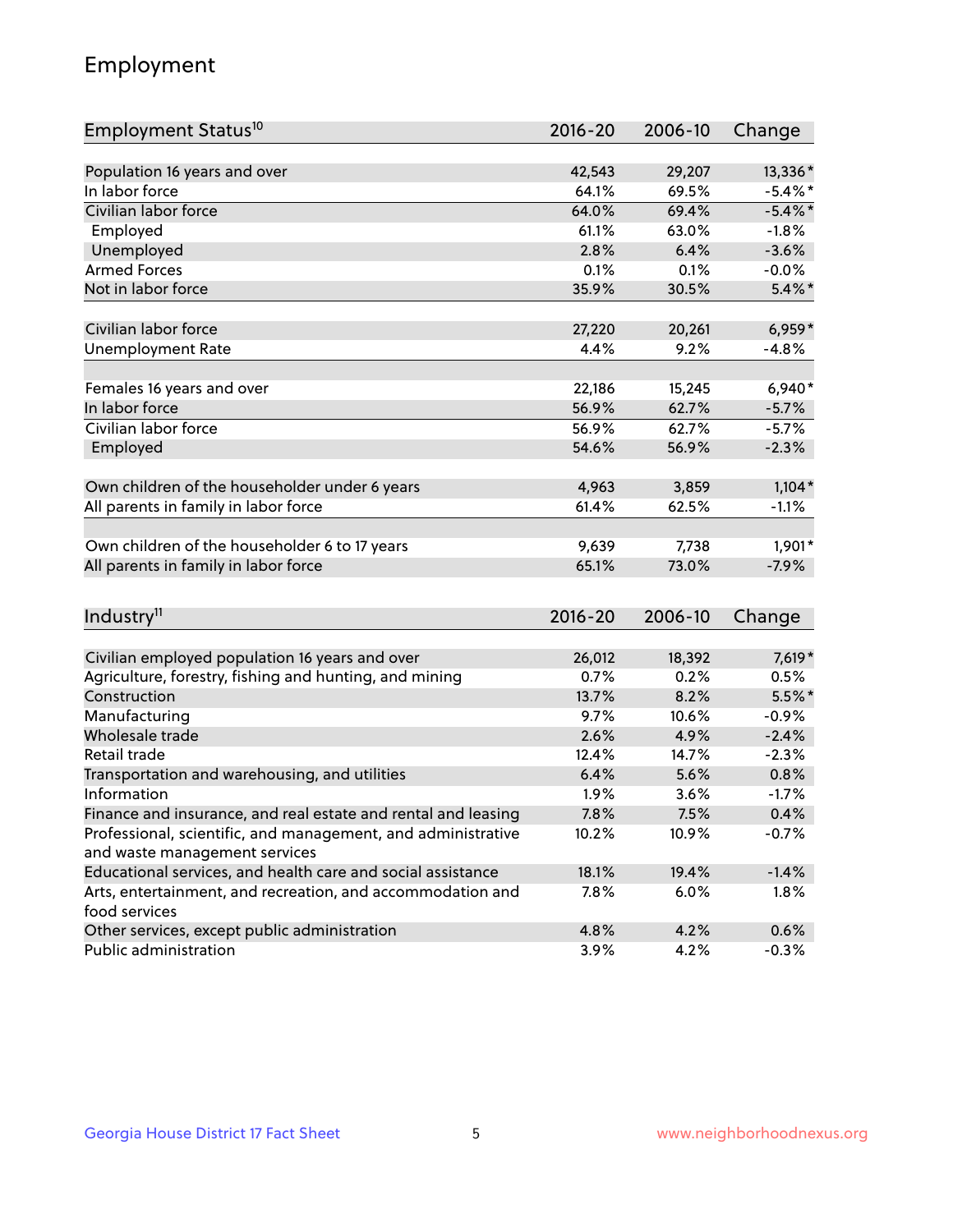# Employment

| Employment Status[10] | 2016-20 | 2006-10 | Change |
|---|---|---|---|
| Population 16 years and over | 42,543 | 29,207 | 13,336* |
| In labor force | 64.1% | 69.5% | -5.4%* |
| Civilian labor force | 64.0% | 69.4% | -5.4%* |
| Employed | 61.1% | 63.0% | -1.8% |
| Unemployed | 2.8% | 6.4% | -3.6% |
| Armed Forces | 0.1% | 0.1% | -0.0% |
| Not in labor force | 35.9% | 30.5% | 5.4%* |
| | | | |
| Civilian labor force | 27,220 | 20,261 | 6,959* |
| Unemployment Rate | 4.4% | 9.2% | -4.8% |
| | | | |
| Females 16 years and over | 22,186 | 15,245 | 6,940* |
| In labor force | 56.9% | 62.7% | -5.7% |
| Civilian labor force | 56.9% | 62.7% | -5.7% |
| Employed | 54.6% | 56.9% | -2.3% |
| | | | |
| Own children of the householder under 6 years | 4,963 | 3,859 | 1,104* |
| All parents in family in labor force | 61.4% | 62.5% | -1.1% |
| | | | |
| Own children of the householder 6 to 17 years | 9,639 | 7,738 | 1,901* |
| All parents in family in labor force | 65.1% | 73.0% | -7.9% |

| Industry[11] | 2016-20 | 2006-10 | Change |
|---|---|---|---|
| Civilian employed population 16 years and over | 26,012 | 18,392 | 7,619* |
| Agriculture, forestry, fishing and hunting, and mining | 0.7% | 0.2% | 0.5% |
| Construction | 13.7% | 8.2% | 5.5%* |
| Manufacturing | 9.7% | 10.6% | -0.9% |
| Wholesale trade | 2.6% | 4.9% | -2.4% |
| Retail trade | 12.4% | 14.7% | -2.3% |
| Transportation and warehousing, and utilities | 6.4% | 5.6% | 0.8% |
| Information | 1.9% | 3.6% | -1.7% |
| Finance and insurance, and real estate and rental and leasing | 7.8% | 7.5% | 0.4% |
| Professional, scientific, and management, and administrative and waste management services | 10.2% | 10.9% | -0.7% |
| Educational services, and health care and social assistance | 18.1% | 19.4% | -1.4% |
| Arts, entertainment, and recreation, and accommodation and food services | 7.8% | 6.0% | 1.8% |
| Other services, except public administration | 4.8% | 4.2% | 0.6% |
| Public administration | 3.9% | 4.2% | -0.3% |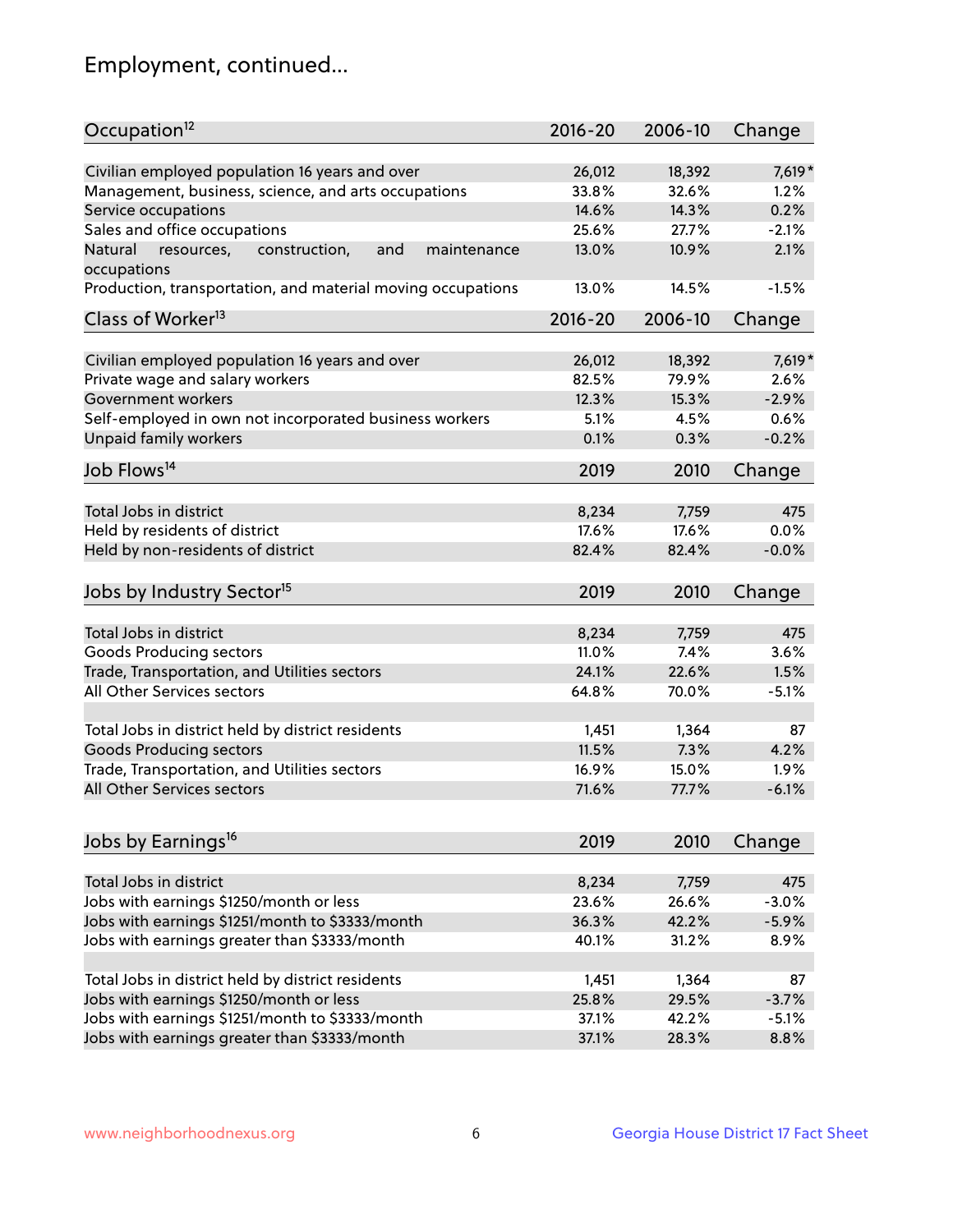## Employment, continued...

| Occupation[12] | 2016-20 | 2006-10 | Change |
|---|---|---|---|
| Civilian employed population 16 years and over | 26,012 | 18,392 | 7,619* |
| Management, business, science, and arts occupations | 33.8% | 32.6% | 1.2% |
| Service occupations | 14.6% | 14.3% | 0.2% |
| Sales and office occupations | 25.6% | 27.7% | -2.1% |
| Natural resources, construction, and maintenance occupations | 13.0% | 10.9% | 2.1% |
| Production, transportation, and material moving occupations | 13.0% | 14.5% | -1.5% |

| Class of Worker[13] | 2016-20 | 2006-10 | Change |
|---|---|---|---|
| Civilian employed population 16 years and over | 26,012 | 18,392 | 7,619* |
| Private wage and salary workers | 82.5% | 79.9% | 2.6% |
| Government workers | 12.3% | 15.3% | -2.9% |
| Self-employed in own not incorporated business workers | 5.1% | 4.5% | 0.6% |
| Unpaid family workers | 0.1% | 0.3% | -0.2% |

| Job Flows[14] | 2019 | 2010 | Change |
|---|---|---|---|
| Total Jobs in district | 8,234 | 7,759 | 475 |
| Held by residents of district | 17.6% | 17.6% | 0.0% |
| Held by non-residents of district | 82.4% | 82.4% | -0.0% |

| Jobs by Industry Sector[15] | 2019 | 2010 | Change |
|---|---|---|---|
| Total Jobs in district | 8,234 | 7,759 | 475 |
| Goods Producing sectors | 11.0% | 7.4% | 3.6% |
| Trade, Transportation, and Utilities sectors | 24.1% | 22.6% | 1.5% |
| All Other Services sectors | 64.8% | 70.0% | -5.1% |
| | | | |
| Total Jobs in district held by district residents | 1,451 | 1,364 | 87 |
| Goods Producing sectors | 11.5% | 7.3% | 4.2% |
| Trade, Transportation, and Utilities sectors | 16.9% | 15.0% | 1.9% |
| All Other Services sectors | 71.6% | 77.7% | -6.1% |

| Jobs by Earnings[16] | 2019 | 2010 | Change |
|---|---|---|---|
| Total Jobs in district | 8,234 | 7,759 | 475 |
| Jobs with earnings $1250/month or less | 23.6% | 26.6% | -3.0% |
| Jobs with earnings $1251/month to $3333/month | 36.3% | 42.2% | -5.9% |
| Jobs with earnings greater than $3333/month | 40.1% | 31.2% | 8.9% |
| | | | |
| Total Jobs in district held by district residents | 1,451 | 1,364 | 87 |
| Jobs with earnings $1250/month or less | 25.8% | 29.5% | -3.7% |
| Jobs with earnings $1251/month to $3333/month | 37.1% | 42.2% | -5.1% |
| Jobs with earnings greater than $3333/month | 37.1% | 28.3% | 8.8% |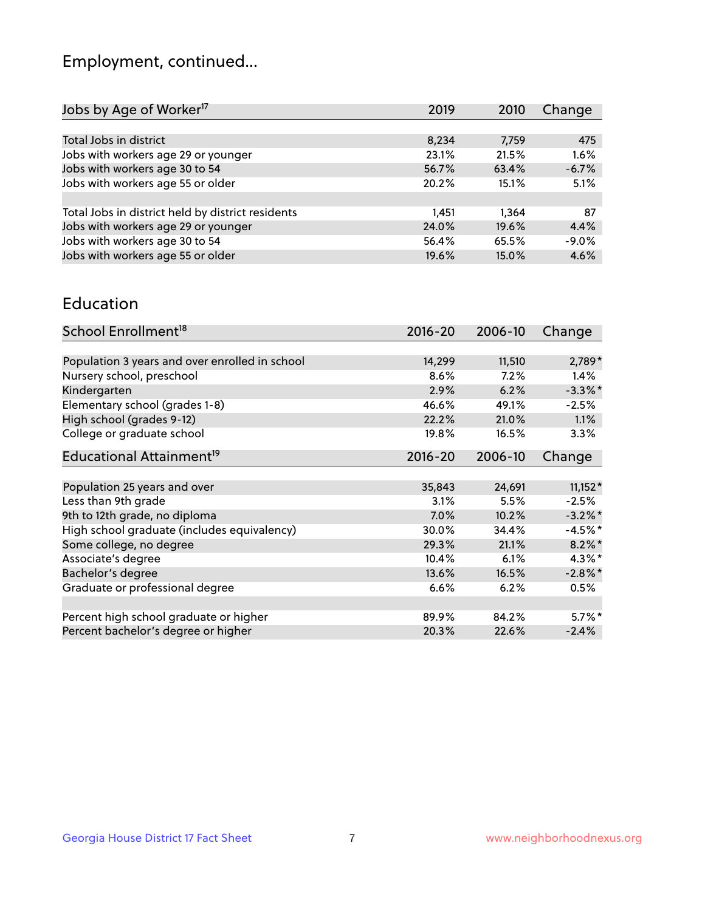## Employment, continued...

| Jobs by Age of Worker[17] | 2019 | 2010 | Change |
|---|---|---|---|
| Total Jobs in district | 8,234 | 7,759 | 475 |
| Jobs with workers age 29 or younger | 23.1% | 21.5% | 1.6% |
| Jobs with workers age 30 to 54 | 56.7% | 63.4% | -6.7% |
| Jobs with workers age 55 or older | 20.2% | 15.1% | 5.1% |
| | | | |
| Total Jobs in district held by district residents | 1,451 | 1,364 | 87 |
| Jobs with workers age 29 or younger | 24.0% | 19.6% | 4.4% |
| Jobs with workers age 30 to 54 | 56.4% | 65.5% | -9.0% |
| Jobs with workers age 55 or older | 19.6% | 15.0% | 4.6% |

## Education

| School Enrollment[18] | 2016-20 | 2006-10 | Change |
|---|---|---|---|
| Population 3 years and over enrolled in school | 14,299 | 11,510 | 2,789* |
| Nursery school, preschool | 8.6% | 7.2% | 1.4% |
| Kindergarten | 2.9% | 6.2% | -3.3%* |
| Elementary school (grades 1-8) | 46.6% | 49.1% | -2.5% |
| High school (grades 9-12) | 22.2% | 21.0% | 1.1% |
| College or graduate school | 19.8% | 16.5% | 3.3% |

| Educational Attainment[19] | 2016-20 | 2006-10 | Change |
|---|---|---|---|
| Population 25 years and over | 35,843 | 24,691 | 11,152* |
| Less than 9th grade | 3.1% | 5.5% | -2.5% |
| 9th to 12th grade, no diploma | 7.0% | 10.2% | -3.2%* |
| High school graduate (includes equivalency) | 30.0% | 34.4% | -4.5%* |
| Some college, no degree | 29.3% | 21.1% | 8.2%* |
| Associate's degree | 10.4% | 6.1% | 4.3%* |
| Bachelor's degree | 13.6% | 16.5% | -2.8%* |
| Graduate or professional degree | 6.6% | 6.2% | 0.5% |
| | | | |
| Percent high school graduate or higher | 89.9% | 84.2% | 5.7%* |
| Percent bachelor's degree or higher | 20.3% | 22.6% | -2.4% |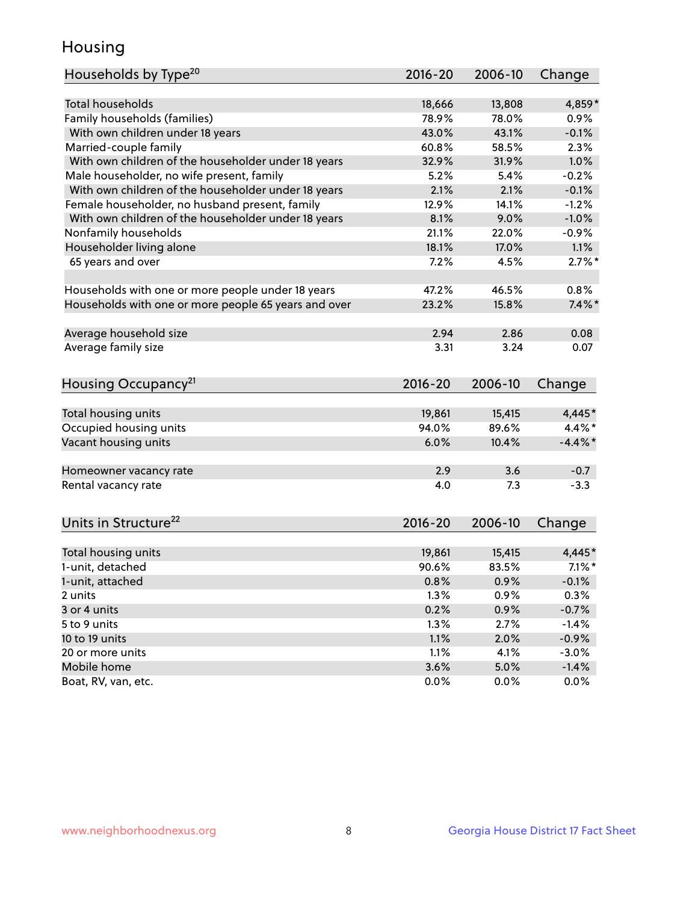# Housing

| Households by Type[20] | 2016-20 | 2006-10 | Change |
|---|---|---|---|
| Total households | 18,666 | 13,808 | 4,859* |
| Family households (families) | 78.9% | 78.0% | 0.9% |
| With own children under 18 years | 43.0% | 43.1% | -0.1% |
| Married-couple family | 60.8% | 58.5% | 2.3% |
| With own children of the householder under 18 years | 32.9% | 31.9% | 1.0% |
| Male householder, no wife present, family | 5.2% | 5.4% | -0.2% |
| With own children of the householder under 18 years | 2.1% | 2.1% | -0.1% |
| Female householder, no husband present, family | 12.9% | 14.1% | -1.2% |
| With own children of the householder under 18 years | 8.1% | 9.0% | -1.0% |
| Nonfamily households | 21.1% | 22.0% | -0.9% |
| Householder living alone | 18.1% | 17.0% | 1.1% |
| 65 years and over | 7.2% | 4.5% | 2.7%* |
| | | | |
| Households with one or more people under 18 years | 47.2% | 46.5% | 0.8% |
| Households with one or more people 65 years and over | 23.2% | 15.8% | 7.4%* |
| | | | |
| Average household size | 2.94 | 2.86 | 0.08 |
| Average family size | 3.31 | 3.24 | 0.07 |

| Housing Occupancy[21] | 2016-20 | 2006-10 | Change |
|---|---|---|---|
| Total housing units | 19,861 | 15,415 | 4,445* |
| Occupied housing units | 94.0% | 89.6% | 4.4%* |
| Vacant housing units | 6.0% | 10.4% | -4.4%* |
| | | | |
| Homeowner vacancy rate | 2.9 | 3.6 | -0.7 |
| Rental vacancy rate | 4.0 | 7.3 | -3.3 |

| Units in Structure[22] | 2016-20 | 2006-10 | Change |
|---|---|---|---|
| Total housing units | 19,861 | 15,415 | 4,445* |
| 1-unit, detached | 90.6% | 83.5% | 7.1%* |
| 1-unit, attached | 0.8% | 0.9% | -0.1% |
| 2 units | 1.3% | 0.9% | 0.3% |
| 3 or 4 units | 0.2% | 0.9% | -0.7% |
| 5 to 9 units | 1.3% | 2.7% | -1.4% |
| 10 to 19 units | 1.1% | 2.0% | -0.9% |
| 20 or more units | 1.1% | 4.1% | -3.0% |
| Mobile home | 3.6% | 5.0% | -1.4% |
| Boat, RV, van, etc. | 0.0% | 0.0% | 0.0% |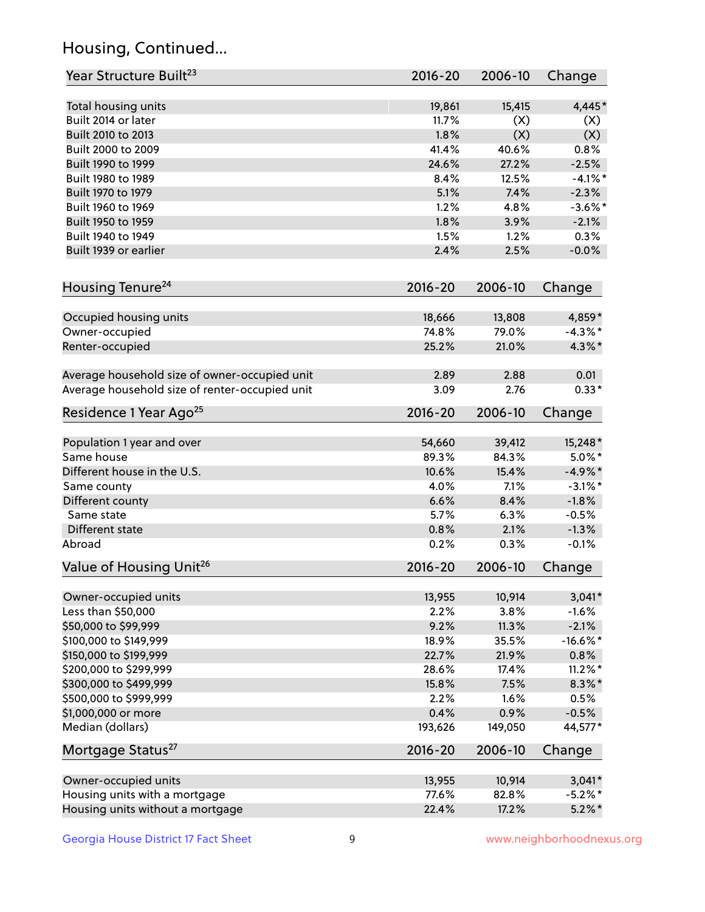## Housing, Continued...

| Year Structure Built[23] | 2016-20 | 2006-10 | Change |
|---|---|---|---|
| Total housing units | 19,861 | 15,415 | 4,445* |
| Built 2014 or later | 11.7% | (X) | (X) |
| Built 2010 to 2013 | 1.8% | (X) | (X) |
| Built 2000 to 2009 | 41.4% | 40.6% | 0.8% |
| Built 1990 to 1999 | 24.6% | 27.2% | -2.5% |
| Built 1980 to 1989 | 8.4% | 12.5% | -4.1%* |
| Built 1970 to 1979 | 5.1% | 7.4% | -2.3% |
| Built 1960 to 1969 | 1.2% | 4.8% | -3.6%* |
| Built 1950 to 1959 | 1.8% | 3.9% | -2.1% |
| Built 1940 to 1949 | 1.5% | 1.2% | 0.3% |
| Built 1939 or earlier | 2.4% | 2.5% | -0.0% |

| Housing Tenure[24] | 2016-20 | 2006-10 | Change |
|---|---|---|---|
| Occupied housing units | 18,666 | 13,808 | 4,859* |
| Owner-occupied | 74.8% | 79.0% | -4.3%* |
| Renter-occupied | 25.2% | 21.0% | 4.3%* |
| Average household size of owner-occupied unit | 2.89 | 2.88 | 0.01 |
| Average household size of renter-occupied unit | 3.09 | 2.76 | 0.33* |

| Residence 1 Year Ago[25] | 2016-20 | 2006-10 | Change |
|---|---|---|---|
| Population 1 year and over | 54,660 | 39,412 | 15,248* |
| Same house | 89.3% | 84.3% | 5.0%* |
| Different house in the U.S. | 10.6% | 15.4% | -4.9%* |
| Same county | 4.0% | 7.1% | -3.1%* |
| Different county | 6.6% | 8.4% | -1.8% |
| Same state | 5.7% | 6.3% | -0.5% |
| Different state | 0.8% | 2.1% | -1.3% |
| Abroad | 0.2% | 0.3% | -0.1% |

| Value of Housing Unit[26] | 2016-20 | 2006-10 | Change |
|---|---|---|---|
| Owner-occupied units | 13,955 | 10,914 | 3,041* |
| Less than $50,000 | 2.2% | 3.8% | -1.6% |
| $50,000 to $99,999 | 9.2% | 11.3% | -2.1% |
| $100,000 to $149,999 | 18.9% | 35.5% | -16.6%* |
| $150,000 to $199,999 | 22.7% | 21.9% | 0.8% |
| $200,000 to $299,999 | 28.6% | 17.4% | 11.2%* |
| $300,000 to $499,999 | 15.8% | 7.5% | 8.3%* |
| $500,000 to $999,999 | 2.2% | 1.6% | 0.5% |
| $1,000,000 or more | 0.4% | 0.9% | -0.5% |
| Median (dollars) | 193,626 | 149,050 | 44,577* |

| Mortgage Status[27] | 2016-20 | 2006-10 | Change |
|---|---|---|---|
| Owner-occupied units | 13,955 | 10,914 | 3,041* |
| Housing units with a mortgage | 77.6% | 82.8% | -5.2%* |
| Housing units without a mortgage | 22.4% | 17.2% | 5.2%* |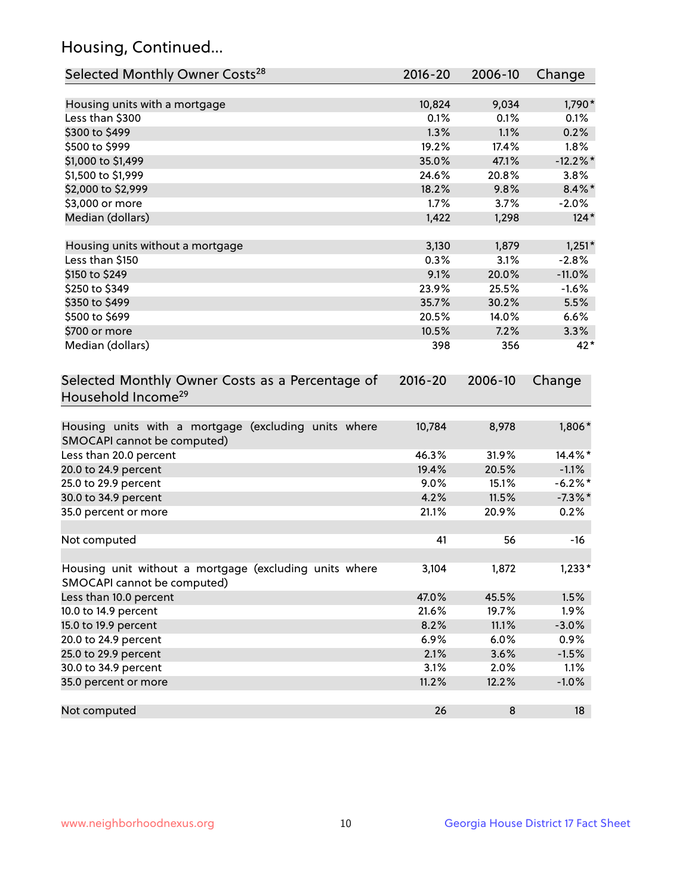## Housing, Continued...

| Selected Monthly Owner Costs[28] | 2016-20 | 2006-10 | Change |
|---|---|---|---|
| Housing units with a mortgage | 10,824 | 9,034 | 1,790* |
| Less than $300 | 0.1% | 0.1% | 0.1% |
| $300 to $499 | 1.3% | 1.1% | 0.2% |
| $500 to $999 | 19.2% | 17.4% | 1.8% |
| $1,000 to $1,499 | 35.0% | 47.1% | -12.2%* |
| $1,500 to $1,999 | 24.6% | 20.8% | 3.8% |
| $2,000 to $2,999 | 18.2% | 9.8% | 8.4%* |
| $3,000 or more | 1.7% | 3.7% | -2.0% |
| Median (dollars) | 1,422 | 1,298 | 124* |
| Housing units without a mortgage | 3,130 | 1,879 | 1,251* |
| Less than $150 | 0.3% | 3.1% | -2.8% |
| $150 to $249 | 9.1% | 20.0% | -11.0% |
| $250 to $349 | 23.9% | 25.5% | -1.6% |
| $350 to $499 | 35.7% | 30.2% | 5.5% |
| $500 to $699 | 20.5% | 14.0% | 6.6% |
| $700 or more | 10.5% | 7.2% | 3.3% |
| Median (dollars) | 398 | 356 | 42* |

| Selected Monthly Owner Costs as a Percentage of Household Income[29] | 2016-20 | 2006-10 | Change |
|---|---|---|---|
| Housing units with a mortgage (excluding units where SMOCAPI cannot be computed) | 10,784 | 8,978 | 1,806* |
| Less than 20.0 percent | 46.3% | 31.9% | 14.4%* |
| 20.0 to 24.9 percent | 19.4% | 20.5% | -1.1% |
| 25.0 to 29.9 percent | 9.0% | 15.1% | -6.2%* |
| 30.0 to 34.9 percent | 4.2% | 11.5% | -7.3%* |
| 35.0 percent or more | 21.1% | 20.9% | 0.2% |
| Not computed | 41 | 56 | -16 |
| Housing unit without a mortgage (excluding units where SMOCAPI cannot be computed) | 3,104 | 1,872 | 1,233* |
| Less than 10.0 percent | 47.0% | 45.5% | 1.5% |
| 10.0 to 14.9 percent | 21.6% | 19.7% | 1.9% |
| 15.0 to 19.9 percent | 8.2% | 11.1% | -3.0% |
| 20.0 to 24.9 percent | 6.9% | 6.0% | 0.9% |
| 25.0 to 29.9 percent | 2.1% | 3.6% | -1.5% |
| 30.0 to 34.9 percent | 3.1% | 2.0% | 1.1% |
| 35.0 percent or more | 11.2% | 12.2% | -1.0% |
| Not computed | 26 | 8 | 18 |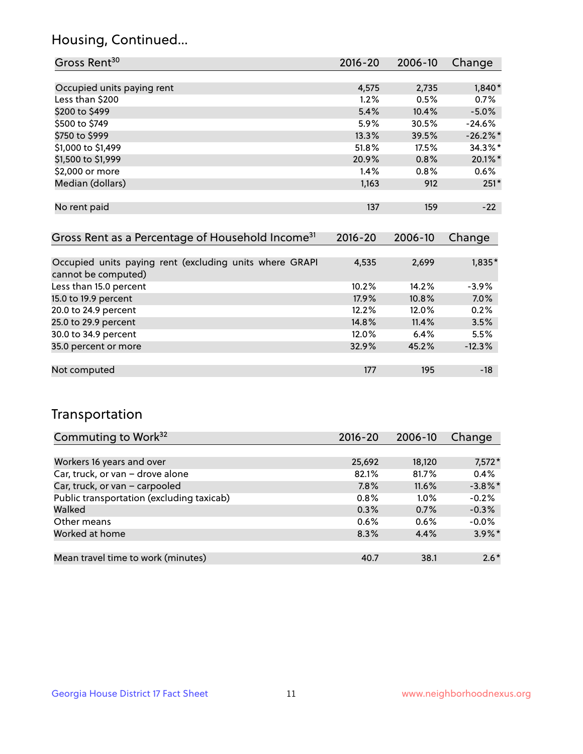## Housing, Continued...

| Gross Rent[30] | 2016-20 | 2006-10 | Change |
|---|---|---|---|
| Occupied units paying rent | 4,575 | 2,735 | 1,840* |
| Less than $200 | 1.2% | 0.5% | 0.7% |
| $200 to $499 | 5.4% | 10.4% | -5.0% |
| $500 to $749 | 5.9% | 30.5% | -24.6% |
| $750 to $999 | 13.3% | 39.5% | -26.2%* |
| $1,000 to $1,499 | 51.8% | 17.5% | 34.3%* |
| $1,500 to $1,999 | 20.9% | 0.8% | 20.1%* |
| $2,000 or more | 1.4% | 0.8% | 0.6% |
| Median (dollars) | 1,163 | 912 | 251* |
| No rent paid | 137 | 159 | -22 |

| Gross Rent as a Percentage of Household Income[31] | 2016-20 | 2006-10 | Change |
|---|---|---|---|
| Occupied units paying rent (excluding units where GRAPI cannot be computed) | 4,535 | 2,699 | 1,835* |
| Less than 15.0 percent | 10.2% | 14.2% | -3.9% |
| 15.0 to 19.9 percent | 17.9% | 10.8% | 7.0% |
| 20.0 to 24.9 percent | 12.2% | 12.0% | 0.2% |
| 25.0 to 29.9 percent | 14.8% | 11.4% | 3.5% |
| 30.0 to 34.9 percent | 12.0% | 6.4% | 5.5% |
| 35.0 percent or more | 32.9% | 45.2% | -12.3% |
| Not computed | 177 | 195 | -18 |

## Transportation

| Commuting to Work[32] | 2016-20 | 2006-10 | Change |
|---|---|---|---|
| Workers 16 years and over | 25,692 | 18,120 | 7,572* |
| Car, truck, or van - drove alone | 82.1% | 81.7% | 0.4% |
| Car, truck, or van - carpooled | 7.8% | 11.6% | -3.8%* |
| Public transportation (excluding taxicab) | 0.8% | 1.0% | -0.2% |
| Walked | 0.3% | 0.7% | -0.3% |
| Other means | 0.6% | 0.6% | -0.0% |
| Worked at home | 8.3% | 4.4% | 3.9%* |
| Mean travel time to work (minutes) | 40.7 | 38.1 | 2.6* |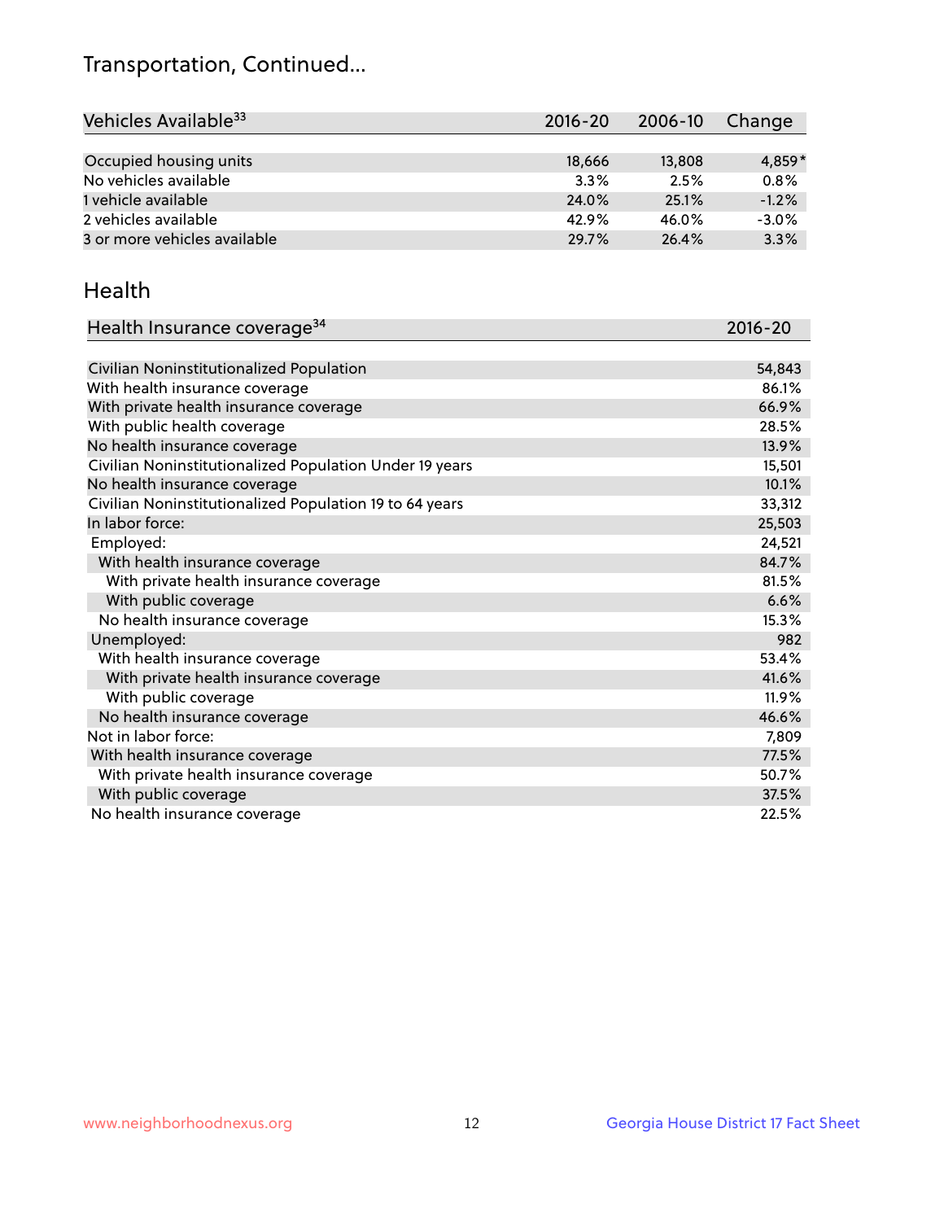# Transportation, Continued...

| Vehicles Available[33] | 2016-20 | 2006-10 | Change |
|---|---|---|---|
| Occupied housing units | 18,666 | 13,808 | 4,859* |
| No vehicles available | 3.3% | 2.5% | 0.8% |
| 1 vehicle available | 24.0% | 25.1% | -1.2% |
| 2 vehicles available | 42.9% | 46.0% | -3.0% |
| 3 or more vehicles available | 29.7% | 26.4% | 3.3% |

## Health

| Health Insurance coverage[34] | 2016-20 |
|---|---|
| Civilian Noninstitutionalized Population | 54,843 |
| With health insurance coverage | 86.1% |
| With private health insurance coverage | 66.9% |
| With public health coverage | 28.5% |
| No health insurance coverage | 13.9% |
| Civilian Noninstitutionalized Population Under 19 years | 15,501 |
| No health insurance coverage | 10.1% |
| Civilian Noninstitutionalized Population 19 to 64 years | 33,312 |
| In labor force: | 25,503 |
| Employed: | 24,521 |
| With health insurance coverage | 84.7% |
| With private health insurance coverage | 81.5% |
| With public coverage | 6.6% |
| No health insurance coverage | 15.3% |
| Unemployed: | 982 |
| With health insurance coverage | 53.4% |
| With private health insurance coverage | 41.6% |
| With public coverage | 11.9% |
| No health insurance coverage | 46.6% |
| Not in labor force: | 7,809 |
| With health insurance coverage | 77.5% |
| With private health insurance coverage | 50.7% |
| With public coverage | 37.5% |
| No health insurance coverage | 22.5% |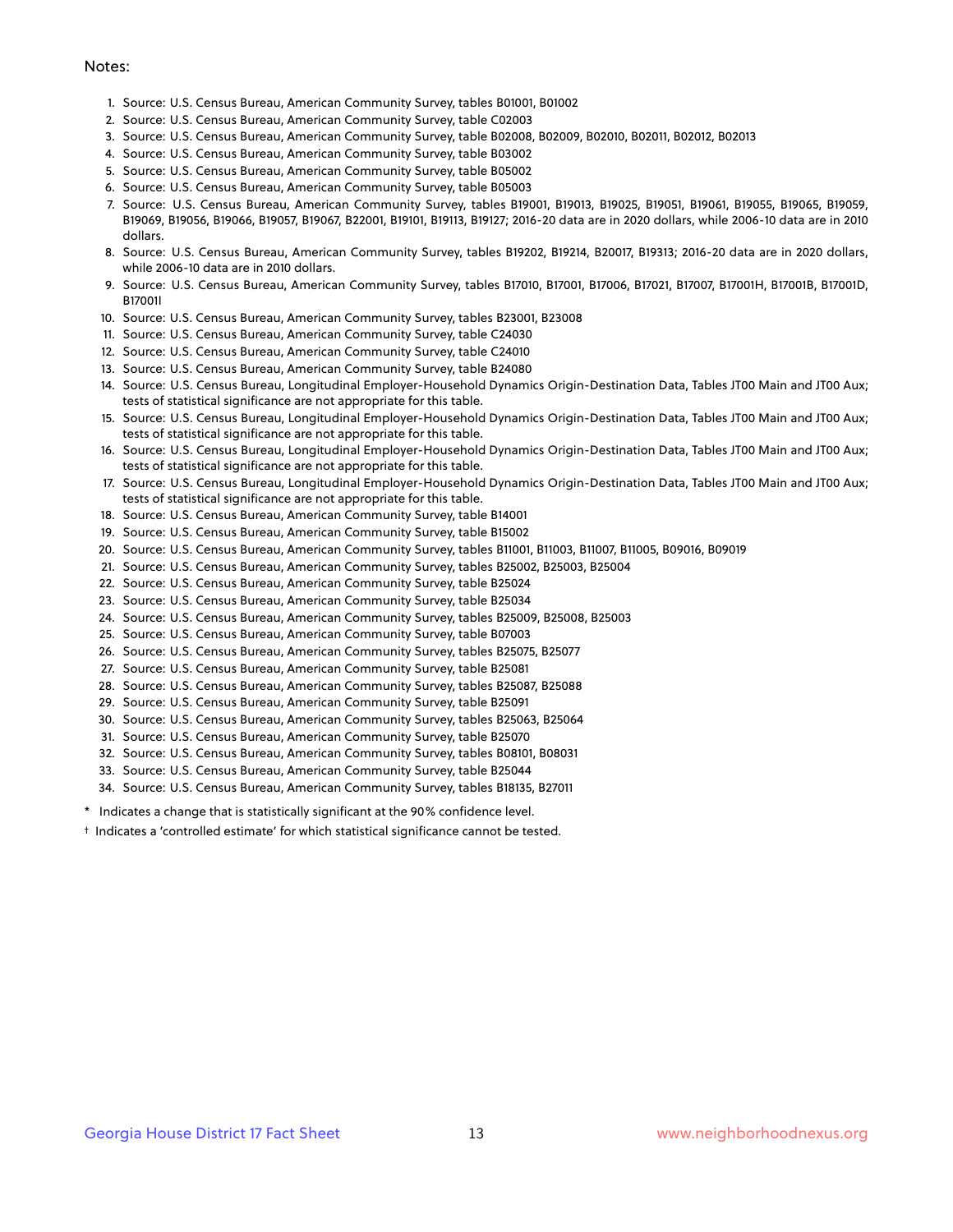Notes:

1. Source: U.S. Census Bureau, American Community Survey, tables B01001, B01002
2. Source: U.S. Census Bureau, American Community Survey, table C02003
3. Source: U.S. Census Bureau, American Community Survey, table B02008, B02009, B02010, B02011, B02012, B02013
4. Source: U.S. Census Bureau, American Community Survey, table B03002
5. Source: U.S. Census Bureau, American Community Survey, table B05002
6. Source: U.S. Census Bureau, American Community Survey, table B05003
7. Source: U.S. Census Bureau, American Community Survey, tables B19001, B19013, B19025, B19051, B19061, B19055, B19065, B19059, B19069, B19056, B19066, B19057, B19067, B22001, B19101, B19113, B19127; 2016-20 data are in 2020 dollars, while 2006-10 data are in 2010 dollars.
8. Source: U.S. Census Bureau, American Community Survey, tables B19202, B19214, B20017, B19313; 2016-20 data are in 2020 dollars, while 2006-10 data are in 2010 dollars.
9. Source: U.S. Census Bureau, American Community Survey, tables B17010, B17001, B17006, B17021, B17007, B17001H, B17001B, B17001D, B17001I
10. Source: U.S. Census Bureau, American Community Survey, tables B23001, B23008
11. Source: U.S. Census Bureau, American Community Survey, table C24030
12. Source: U.S. Census Bureau, American Community Survey, table C24010
13. Source: U.S. Census Bureau, American Community Survey, table B24080
14. Source: U.S. Census Bureau, Longitudinal Employer-Household Dynamics Origin-Destination Data, Tables JT00 Main and JT00 Aux; tests of statistical significance are not appropriate for this table.
15. Source: U.S. Census Bureau, Longitudinal Employer-Household Dynamics Origin-Destination Data, Tables JT00 Main and JT00 Aux; tests of statistical significance are not appropriate for this table.
16. Source: U.S. Census Bureau, Longitudinal Employer-Household Dynamics Origin-Destination Data, Tables JT00 Main and JT00 Aux; tests of statistical significance are not appropriate for this table.
17. Source: U.S. Census Bureau, Longitudinal Employer-Household Dynamics Origin-Destination Data, Tables JT00 Main and JT00 Aux; tests of statistical significance are not appropriate for this table.
18. Source: U.S. Census Bureau, American Community Survey, table B14001
19. Source: U.S. Census Bureau, American Community Survey, table B15002
20. Source: U.S. Census Bureau, American Community Survey, tables B11001, B11003, B11007, B11005, B09016, B09019
21. Source: U.S. Census Bureau, American Community Survey, tables B25002, B25003, B25004
22. Source: U.S. Census Bureau, American Community Survey, table B25024
23. Source: U.S. Census Bureau, American Community Survey, table B25034
24. Source: U.S. Census Bureau, American Community Survey, tables B25009, B25008, B25003
25. Source: U.S. Census Bureau, American Community Survey, table B07003
26. Source: U.S. Census Bureau, American Community Survey, tables B25075, B25077
27. Source: U.S. Census Bureau, American Community Survey, table B25081
28. Source: U.S. Census Bureau, American Community Survey, tables B25087, B25088
29. Source: U.S. Census Bureau, American Community Survey, table B25091
30. Source: U.S. Census Bureau, American Community Survey, tables B25063, B25064
31. Source: U.S. Census Bureau, American Community Survey, table B25070
32. Source: U.S. Census Bureau, American Community Survey, tables B08101, B08031
33. Source: U.S. Census Bureau, American Community Survey, table B25044
34. Source: U.S. Census Bureau, American Community Survey, tables B18135, B27011

\* Indicates a change that is statistically significant at the 90% confidence level.

† Indicates a 'controlled estimate' for which statistical significance cannot be tested.